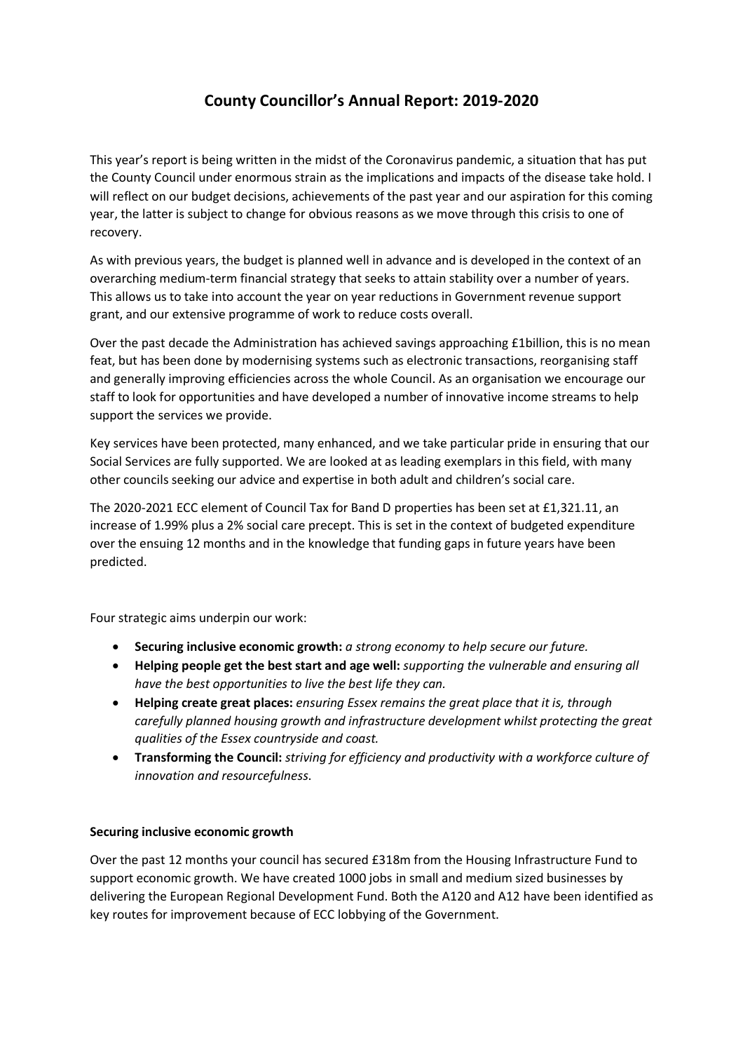# County Councillor's Annual Report: 2019-2020

This year's report is being written in the midst of the Coronavirus pandemic, a situation that has put the County Council under enormous strain as the implications and impacts of the disease take hold. I will reflect on our budget decisions, achievements of the past year and our aspiration for this coming year, the latter is subject to change for obvious reasons as we move through this crisis to one of recovery.

As with previous years, the budget is planned well in advance and is developed in the context of an overarching medium-term financial strategy that seeks to attain stability over a number of years. This allows us to take into account the year on year reductions in Government revenue support grant, and our extensive programme of work to reduce costs overall.

Over the past decade the Administration has achieved savings approaching £1billion, this is no mean feat, but has been done by modernising systems such as electronic transactions, reorganising staff and generally improving efficiencies across the whole Council. As an organisation we encourage our staff to look for opportunities and have developed a number of innovative income streams to help support the services we provide.

Key services have been protected, many enhanced, and we take particular pride in ensuring that our Social Services are fully supported. We are looked at as leading exemplars in this field, with many other councils seeking our advice and expertise in both adult and children's social care.

The 2020-2021 ECC element of Council Tax for Band D properties has been set at £1,321.11, an increase of 1.99% plus a 2% social care precept. This is set in the context of budgeted expenditure over the ensuing 12 months and in the knowledge that funding gaps in future years have been predicted.

Four strategic aims underpin our work:

- **Securing inclusive economic growth:** *a strong economy to help secure our future.*
- **Helping people get the best start and age well:** *supporting the vulnerable and ensuring all have the best opportunities to live the best life they can.*
- **Helping create great places:** *ensuring Essex remains the great place that it is, through carefully planned housing growth and infrastructure development whilst protecting the great qualities of the Essex countryside and coast.*
- **Transforming the Council:** *striving for efficiency and productivity with a workforce culture of innovation and resourcefulness.*

**Securing inclusive economic growth**

Over the past 12 months your council has secured £318m from the Housing Infrastructure Fund to support economic growth. We have created 1000 jobs in small and medium sized businesses by delivering the European Regional Development Fund. Both the A120 and A12 have been identified as key routes for improvement because of ECC lobbying of the Government.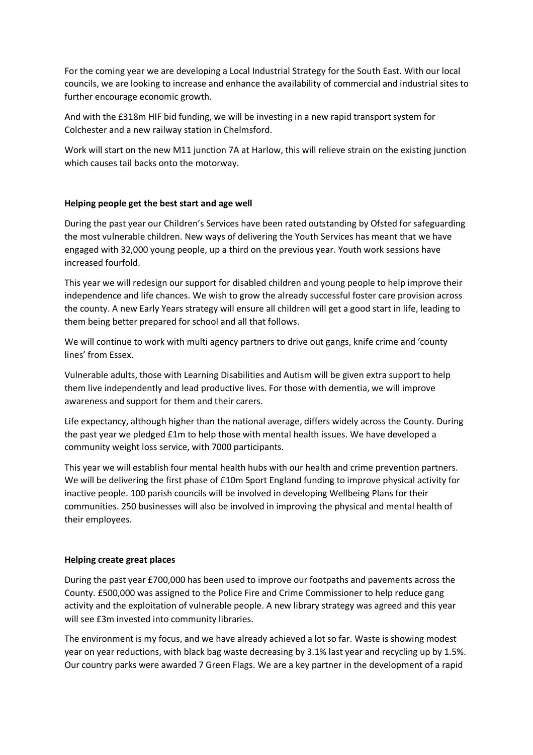For the coming year we are developing a Local Industrial Strategy for the South East. With our local councils, we are looking to increase and enhance the availability of commercial and industrial sites to further encourage economic growth.

And with the £318m HIF bid funding, we will be investing in a new rapid transport system for Colchester and a new railway station in Chelmsford.

Work will start on the new M11 junction 7A at Harlow, this will relieve strain on the existing junction which causes tail backs onto the motorway.

**Helping people get the best start and age well**

During the past year our Children's Services have been rated outstanding by Ofsted for safeguarding the most vulnerable children. New ways of delivering the Youth Services has meant that we have engaged with 32,000 young people, up a third on the previous year. Youth work sessions have increased fourfold.

This year we will redesign our support for disabled children and young people to help improve their independence and life chances. We wish to grow the already successful foster care provision across the county. A new Early Years strategy will ensure all children will get a good start in life, leading to them being better prepared for school and all that follows.

We will continue to work with multi agency partners to drive out gangs, knife crime and 'county lines' from Essex.

Vulnerable adults, those with Learning Disabilities and Autism will be given extra support to help them live independently and lead productive lives. For those with dementia, we will improve awareness and support for them and their carers.

Life expectancy, although higher than the national average, differs widely across the County. During the past year we pledged £1m to help those with mental health issues. We have developed a community weight loss service, with 7000 participants.

This year we will establish four mental health hubs with our health and crime prevention partners. We will be delivering the first phase of £10m Sport England funding to improve physical activity for inactive people. 100 parish councils will be involved in developing Wellbeing Plans for their communities. 250 businesses will also be involved in improving the physical and mental health of their employees.

**Helping create great places**

During the past year £700,000 has been used to improve our footpaths and pavements across the County. £500,000 was assigned to the Police Fire and Crime Commissioner to help reduce gang activity and the exploitation of vulnerable people. A new library strategy was agreed and this year will see £3m invested into community libraries.

The environment is my focus, and we have already achieved a lot so far. Waste is showing modest year on year reductions, with black bag waste decreasing by 3.1% last year and recycling up by 1.5%. Our country parks were awarded 7 Green Flags. We are a key partner in the development of a rapid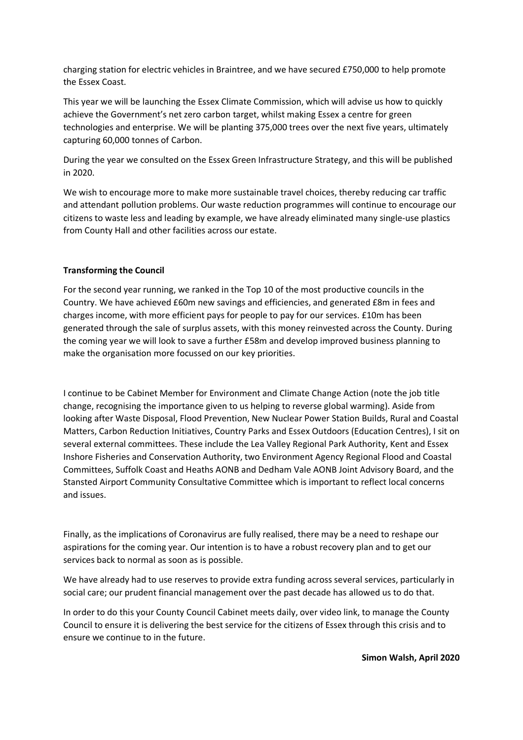charging station for electric vehicles in Braintree, and we have secured £750,000 to help promote the Essex Coast.

This year we will be launching the Essex Climate Commission, which will advise us how to quickly achieve the Government's net zero carbon target, whilst making Essex a centre for green technologies and enterprise. We will be planting 375,000 trees over the next five years, ultimately capturing 60,000 tonnes of Carbon.

During the year we consulted on the Essex Green Infrastructure Strategy, and this will be published in 2020.

We wish to encourage more to make more sustainable travel choices, thereby reducing car traffic and attendant pollution problems. Our waste reduction programmes will continue to encourage our citizens to waste less and leading by example, we have already eliminated many single-use plastics from County Hall and other facilities across our estate.

**Transforming the Council**

For the second year running, we ranked in the Top 10 of the most productive councils in the Country. We have achieved £60m new savings and efficiencies, and generated £8m in fees and charges income, with more efficient pays for people to pay for our services. £10m has been generated through the sale of surplus assets, with this money reinvested across the County. During the coming year we will look to save a further £58m and develop improved business planning to make the organisation more focussed on our key priorities.

I continue to be Cabinet Member for Environment and Climate Change Action (note the job title change, recognising the importance given to us helping to reverse global warming). Aside from looking after Waste Disposal, Flood Prevention, New Nuclear Power Station Builds, Rural and Coastal Matters, Carbon Reduction Initiatives, Country Parks and Essex Outdoors (Education Centres), I sit on several external committees. These include the Lea Valley Regional Park Authority, Kent and Essex Inshore Fisheries and Conservation Authority, two Environment Agency Regional Flood and Coastal Committees, Suffolk Coast and Heaths AONB and Dedham Vale AONB Joint Advisory Board, and the Stansted Airport Community Consultative Committee which is important to reflect local concerns and issues.

Finally, as the implications of Coronavirus are fully realised, there may be a need to reshape our aspirations for the coming year. Our intention is to have a robust recovery plan and to get our services back to normal as soon as is possible.

We have already had to use reserves to provide extra funding across several services, particularly in social care; our prudent financial management over the past decade has allowed us to do that.

In order to do this your County Council Cabinet meets daily, over video link, to manage the County Council to ensure it is delivering the best service for the citizens of Essex through this crisis and to ensure we continue to in the future.

**Simon Walsh, April 2020**